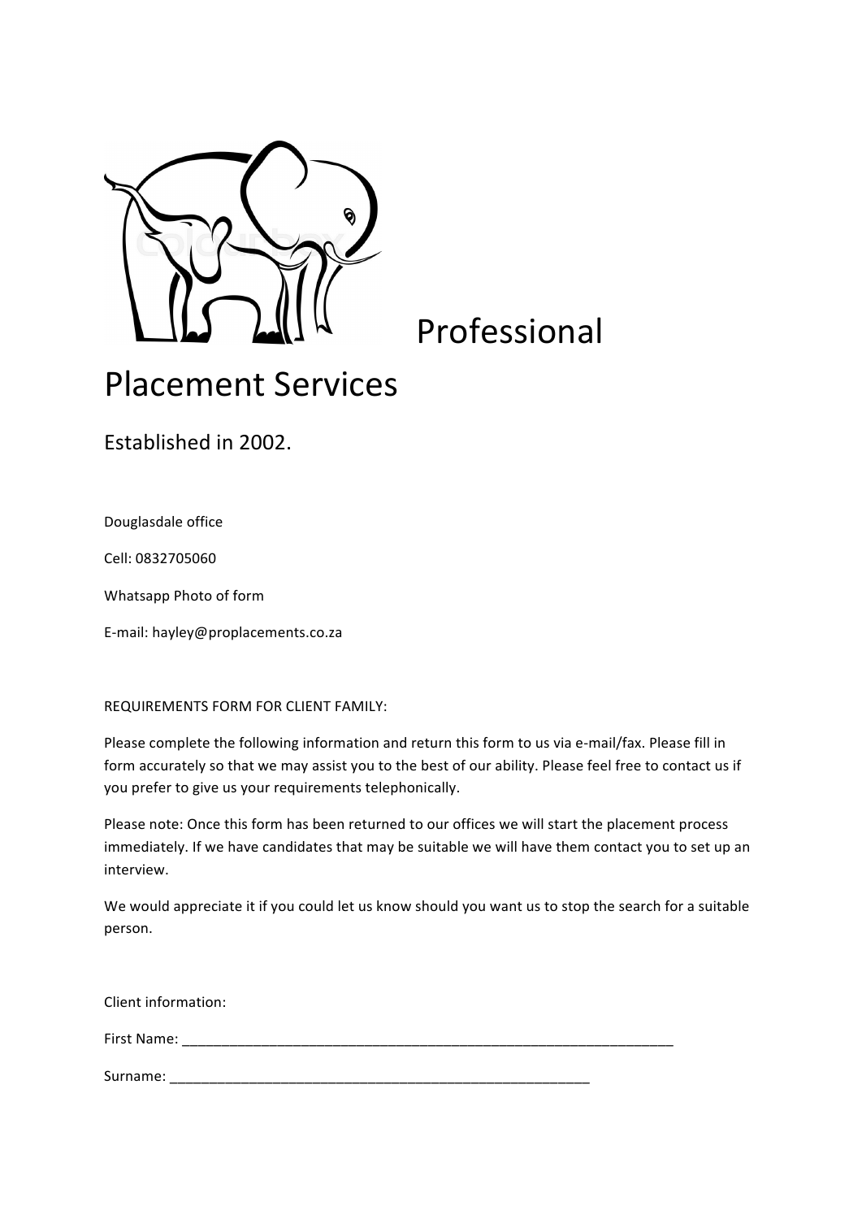# Professional Placement Services

Established in 2002.

Douglasdale office

Cell: 0832705060

Whatsapp Photo of form

E-mail: hayley@proplacements.co.za

REQUIREMENTS FORM FOR CLIENT FAMILY:

Please complete the following information and return this form to us via e-mail/fax. Please fill in form accurately so that we may assist you to the best of our ability. Please feel free to contact us if you prefer to give us your requirements telephonically.

Please note: Once this form has been returned to our offices we will start the placement process immediately. If we have candidates that may be suitable we will have them contact you to set up an interview.

We would appreciate it if you could let us know should you want us to stop the search for a suitable person.

Client information:

First Name: ___________________________________________________________________

Surname: _________________________________________________________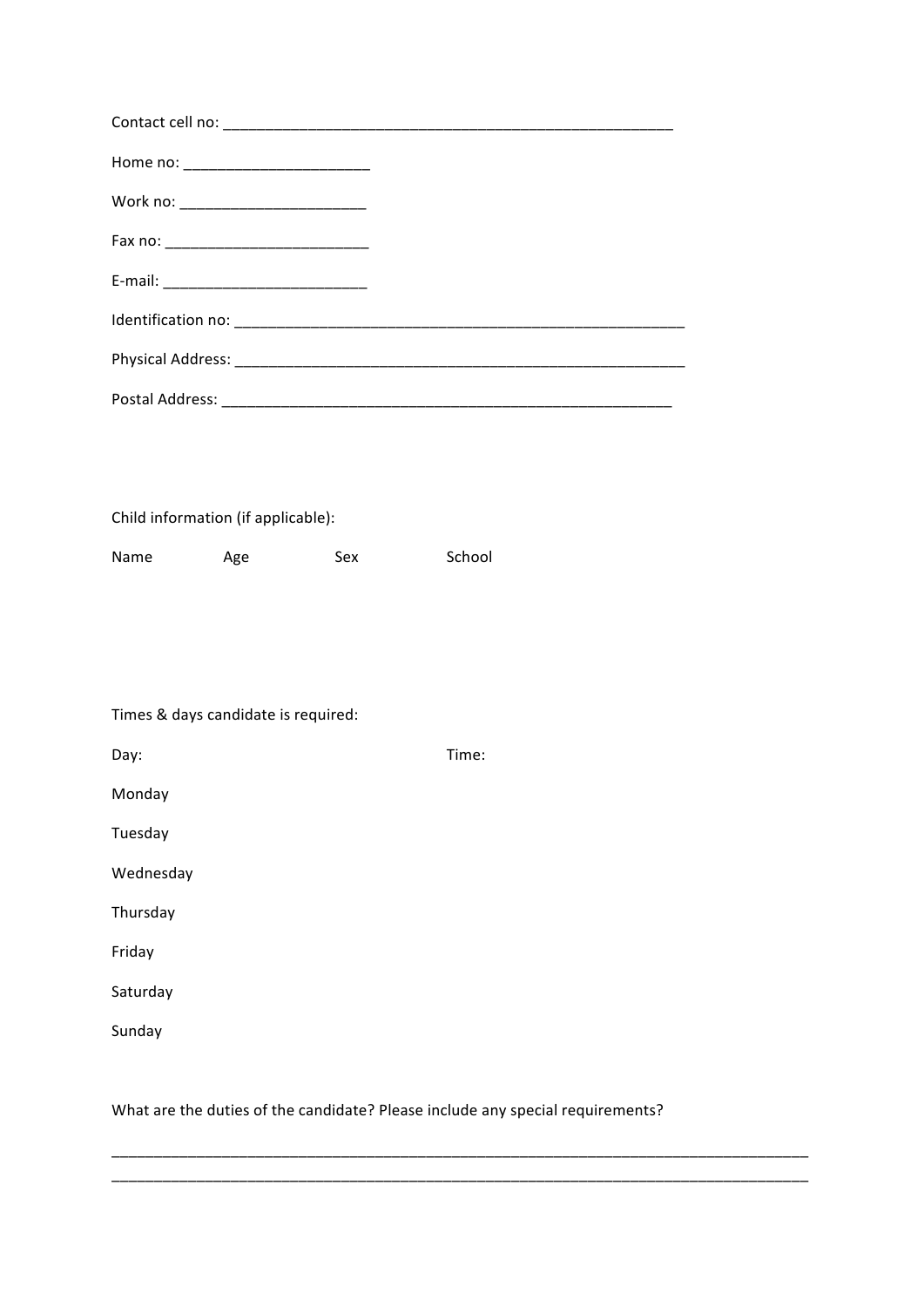Contact cell no: ________________________________________________________

Home no: ______________________

Work no: ______________________

Fax no: ________________________

E-mail: ________________________

Identification no: ________________________________________________________

Physical Address: ________________________________________________________

Postal Address: ________________________________________________________

Child information (if applicable):

| Name | Age | Sex | School |
|---|---|---|---|
| | | | |

Times & days candidate is required:

| Day: | Time: |
|---|---|
| Monday | |
| Tuesday | |
| Wednesday | |
| Thursday | |
| Friday | |
| Saturday | |
| Sunday | |

What are the duties of the candidate? Please include any special requirements?

____________________________________________________________________________________
____________________________________________________________________________________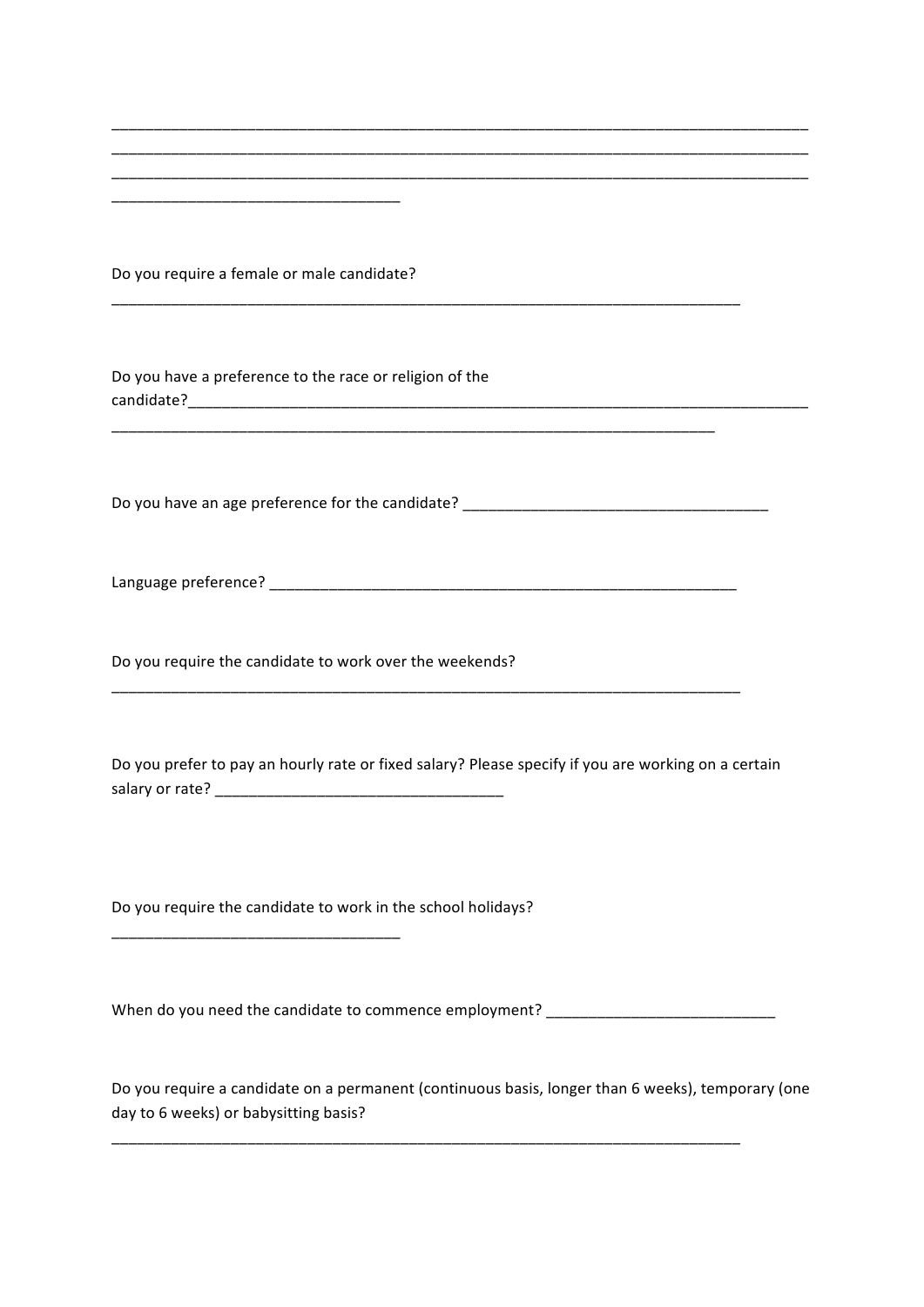________________________________________________________________________________
________________________________________________________________________________
________________________________________________________________________________
__________________________________

Do you require a female or male candidate?

__________________________________________________________________________

Do you have a preference to the race or religion of the candidate?______________________________________________________________________________

_______________________________________________________________________

Do you have an age preference for the candidate? ____________________________________

Language preference? _______________________________________________________

Do you require the candidate to work over the weekends?

__________________________________________________________________________

Do you prefer to pay an hourly rate or fixed salary? Please specify if you are working on a certain salary or rate? __________________________________

Do you require the candidate to work in the school holidays?

__________________________________

When do you need the candidate to commence employment? ___________________________

Do you require a candidate on a permanent (continuous basis, longer than 6 weeks), temporary (one day to 6 weeks) or babysitting basis?

__________________________________________________________________________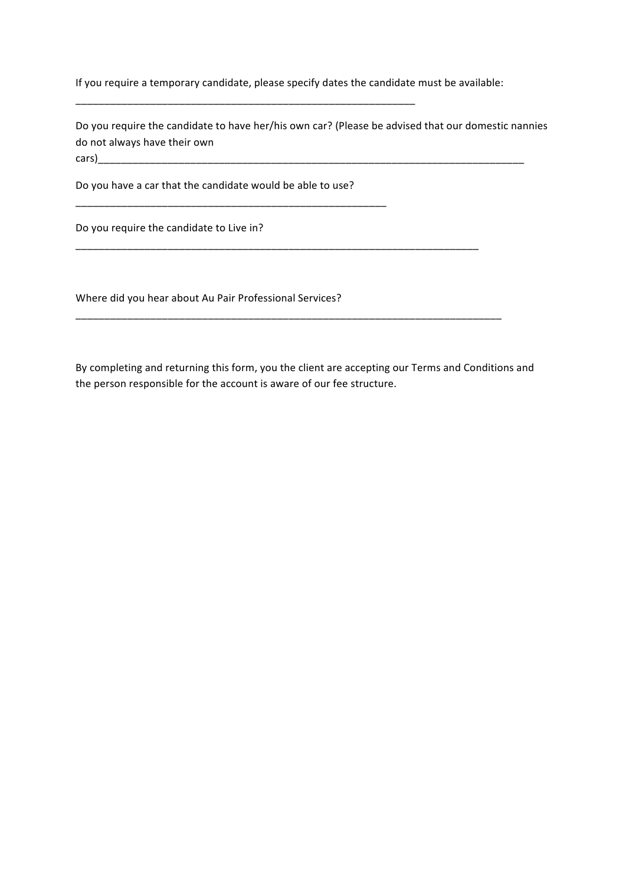If you require a temporary candidate, please specify dates the candidate must be available:
_______________________________________________________________

Do you require the candidate to have her/his own car? (Please be advised that our domestic nannies do not always have their own cars)_______________________________________________________________________________

Do you have a car that the candidate would be able to use?
_________________________________________________________

Do you require the candidate to Live in?
__________________________________________________________________________

Where did you hear about Au Pair Professional Services?
______________________________________________________________________________

By completing and returning this form, you the client are accepting our Terms and Conditions and the person responsible for the account is aware of our fee structure.